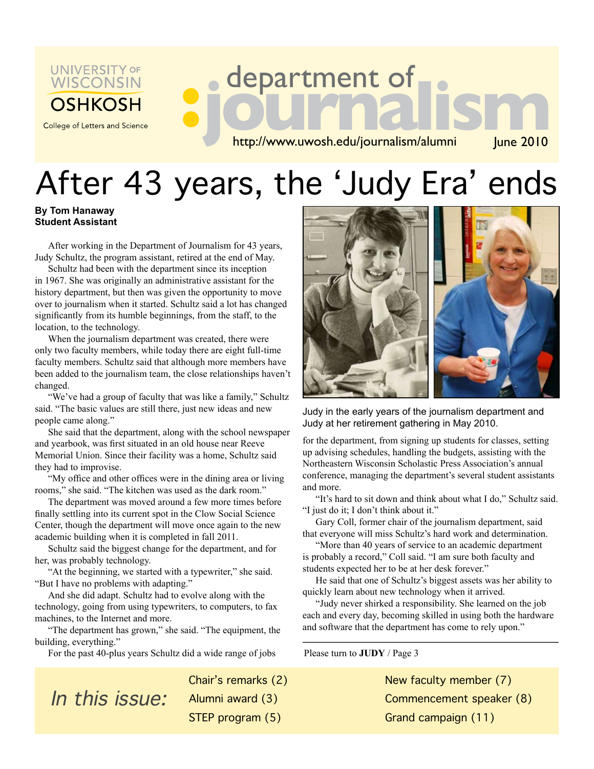UNIVERSITY OF WISCONSIN OSHKOSH

College of Letters and Science

department of journalism

http://www.uwosh.edu/journalism/alumni

June 2010

# After 43 years, the 'Judy Era' ends

**By Tom Hanaway**
**Student Assistant**

After working in the Department of Journalism for 43 years, Judy Schultz, the program assistant, retired at the end of May.

Schultz had been with the department since its inception in 1967. She was originally an administrative assistant for the history department, but then was given the opportunity to move over to journalism when it started. Schultz said a lot has changed significantly from its humble beginnings, from the staff, to the location, to the technology.

When the journalism department was created, there were only two faculty members, while today there are eight full-time faculty members. Schultz said that although more members have been added to the journalism team, the close relationships haven't changed.

"We've had a group of faculty that was like a family," Schultz said. "The basic values are still there, just new ideas and new people came along."

She said that the department, along with the school newspaper and yearbook, was first situated in an old house near Reeve Memorial Union. Since their facility was a home, Schultz said they had to improvise.

"My office and other offices were in the dining area or living rooms," she said. "The kitchen was used as the dark room."

The department was moved around a few more times before finally settling into its current spot in the Clow Social Science Center, though the department will move once again to the new academic building when it is completed in fall 2011.

Schultz said the biggest change for the department, and for her, was probably technology.

"At the beginning, we started with a typewriter," she said. "But I have no problems with adapting."

And she did adapt. Schultz had to evolve along with the technology, going from using typewriters, to computers, to fax machines, to the Internet and more.

"The department has grown," she said. "The equipment, the building, everything."

For the past 40-plus years Schultz did a wide range of jobs for the department, from signing up students for classes, setting up advising schedules, handling the budgets, assisting with the Northeastern Wisconsin Scholastic Press Association's annual conference, managing the department's several student assistants and more.

Judy in the early years of the journalism department and Judy at her retirement gathering in May 2010.

"It's hard to sit down and think about what I do," Schultz said. "I just do it; I don't think about it."

Gary Coll, former chair of the journalism department, said that everyone will miss Schultz's hard work and determination.

"More than 40 years of service to an academic department is probably a record," Coll said. "I am sure both faculty and students expected her to be at her desk forever."

He said that one of Schultz's biggest assets was her ability to quickly learn about new technology when it arrived.

"Judy never shirked a responsibility. She learned on the job each and every day, becoming skilled in using both the hardware and software that the department has come to rely upon."

Please turn to **JUDY** / Page 3

*In this issue:*

- Chair's remarks (2)
- Alumni award (3)
- STEP program (5)
- New faculty member (7)
- Commencement speaker (8)
- Grand campaign (11)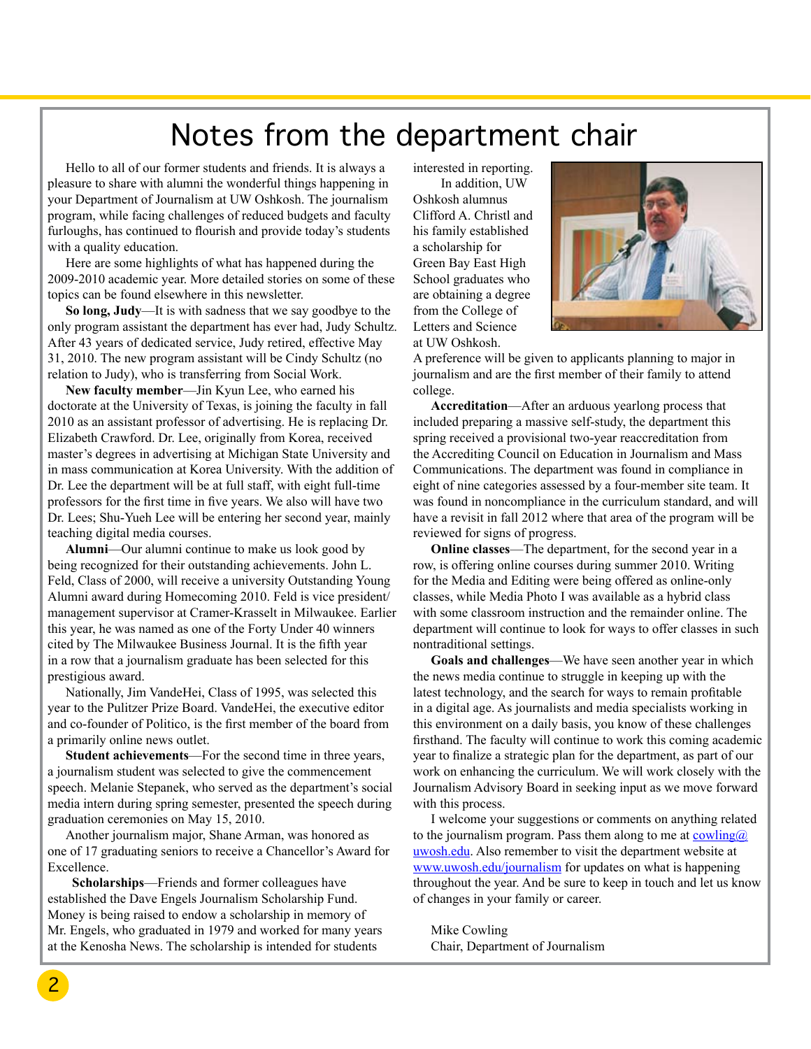# Notes from the department chair

Hello to all of our former students and friends. It is always a pleasure to share with alumni the wonderful things happening in your Department of Journalism at UW Oshkosh. The journalism program, while facing challenges of reduced budgets and faculty furloughs, has continued to flourish and provide today's students with a quality education.

Here are some highlights of what has happened during the 2009-2010 academic year. More detailed stories on some of these topics can be found elsewhere in this newsletter.

**So long, Judy**—It is with sadness that we say goodbye to the only program assistant the department has ever had, Judy Schultz. After 43 years of dedicated service, Judy retired, effective May 31, 2010. The new program assistant will be Cindy Schultz (no relation to Judy), who is transferring from Social Work.

**New faculty member**—Jin Kyun Lee, who earned his doctorate at the University of Texas, is joining the faculty in fall 2010 as an assistant professor of advertising. He is replacing Dr. Elizabeth Crawford. Dr. Lee, originally from Korea, received master's degrees in advertising at Michigan State University and in mass communication at Korea University. With the addition of Dr. Lee the department will be at full staff, with eight full-time professors for the first time in five years. We also will have two Dr. Lees; Shu-Yueh Lee will be entering her second year, mainly teaching digital media courses.

**Alumni**—Our alumni continue to make us look good by being recognized for their outstanding achievements. John L. Feld, Class of 2000, will receive a university Outstanding Young Alumni award during Homecoming 2010. Feld is vice president/ management supervisor at Cramer-Krasselt in Milwaukee. Earlier this year, he was named as one of the Forty Under 40 winners cited by The Milwaukee Business Journal. It is the fifth year in a row that a journalism graduate has been selected for this prestigious award.

Nationally, Jim VandeHei, Class of 1995, was selected this year to the Pulitzer Prize Board. VandeHei, the executive editor and co-founder of Politico, is the first member of the board from a primarily online news outlet.

**Student achievements**—For the second time in three years, a journalism student was selected to give the commencement speech. Melanie Stepanek, who served as the department's social media intern during spring semester, presented the speech during graduation ceremonies on May 15, 2010.

Another journalism major, Shane Arman, was honored as one of 17 graduating seniors to receive a Chancellor's Award for Excellence.

**Scholarships**—Friends and former colleagues have established the Dave Engels Journalism Scholarship Fund. Money is being raised to endow a scholarship in memory of Mr. Engels, who graduated in 1979 and worked for many years at the Kenosha News. The scholarship is intended for students interested in reporting.

In addition, UW Oshkosh alumnus Clifford A. Christl and his family established a scholarship for Green Bay East High School graduates who are obtaining a degree from the College of Letters and Science at UW Oshkosh. A preference will be given to applicants planning to major in journalism and are the first member of their family to attend college.

**Accreditation**—After an arduous yearlong process that included preparing a massive self-study, the department this spring received a provisional two-year reaccreditation from the Accrediting Council on Education in Journalism and Mass Communications. The department was found in compliance in eight of nine categories assessed by a four-member site team. It was found in noncompliance in the curriculum standard, and will have a revisit in fall 2012 where that area of the program will be reviewed for signs of progress.

**Online classes**—The department, for the second year in a row, is offering online courses during summer 2010. Writing for the Media and Editing were being offered as online-only classes, while Media Photo I was available as a hybrid class with some classroom instruction and the remainder online. The department will continue to look for ways to offer classes in such nontraditional settings.

**Goals and challenges**—We have seen another year in which the news media continue to struggle in keeping up with the latest technology, and the search for ways to remain profitable in a digital age. As journalists and media specialists working in this environment on a daily basis, you know of these challenges firsthand. The faculty will continue to work this coming academic year to finalize a strategic plan for the department, as part of our work on enhancing the curriculum. We will work closely with the Journalism Advisory Board in seeking input as we move forward with this process.

I welcome your suggestions or comments on anything related to the journalism program. Pass them along to me at cowling@uwosh.edu. Also remember to visit the department website at www.uwosh.edu/journalism for updates on what is happening throughout the year. And be sure to keep in touch and let us know of changes in your family or career.

Mike Cowling
Chair, Department of Journalism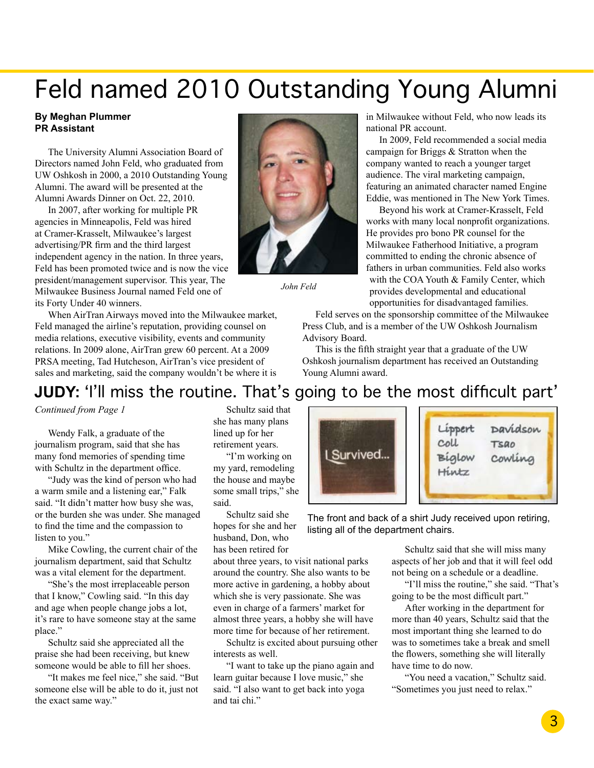# Feld named 2010 Outstanding Young Alumni

**By Meghan Plummer**
**PR Assistant**

The University Alumni Association Board of Directors named John Feld, who graduated from UW Oshkosh in 2000, a 2010 Outstanding Young Alumni. The award will be presented at the Alumni Awards Dinner on Oct. 22, 2010.

In 2007, after working for multiple PR agencies in Minneapolis, Feld was hired at Cramer-Krasselt, Milwaukee's largest advertising/PR firm and the third largest independent agency in the nation. In three years, Feld has been promoted twice and is now the vice president/management supervisor. This year, The Milwaukee Business Journal named Feld one of its Forty Under 40 winners.

*John Feld*

When AirTran Airways moved into the Milwaukee market, Feld managed the airline's reputation, providing counsel on media relations, executive visibility, events and community relations. In 2009 alone, AirTran grew 60 percent. At a 2009 PRSA meeting, Tad Hutcheson, AirTran's vice president of sales and marketing, said the company wouldn't be where it is in Milwaukee without Feld, who now leads its national PR account.

In 2009, Feld recommended a social media campaign for Briggs & Stratton when the company wanted to reach a younger target audience. The viral marketing campaign, featuring an animated character named Engine Eddie, was mentioned in The New York Times.

Beyond his work at Cramer-Krasselt, Feld works with many local nonprofit organizations. He provides pro bono PR counsel for the Milwaukee Fatherhood Initiative, a program committed to ending the chronic absence of fathers in urban communities. Feld also works with the COA Youth & Family Center, which provides developmental and educational opportunities for disadvantaged families.

Feld serves on the sponsorship committee of the Milwaukee Press Club, and is a member of the UW Oshkosh Journalism Advisory Board.

This is the fifth straight year that a graduate of the UW Oshkosh journalism department has received an Outstanding Young Alumni award.

## JUDY: 'I'll miss the routine. That's going to be the most difficult part'

*Continued from Page 1*

Wendy Falk, a graduate of the journalism program, said that she has many fond memories of spending time with Schultz in the department office.

"Judy was the kind of person who had a warm smile and a listening ear," Falk said. "It didn't matter how busy she was, or the burden she was under. She managed to find the time and the compassion to listen to you."

Mike Cowling, the current chair of the journalism department, said that Schultz was a vital element for the department.

"She's the most irreplaceable person that I know," Cowling said. "In this day and age when people change jobs a lot, it's rare to have someone stay at the same place."

Schultz said she appreciated all the praise she had been receiving, but knew someone would be able to fill her shoes.

"It makes me feel nice," she said. "But someone else will be able to do it, just not the exact same way."

Schultz said that she has many plans lined up for her retirement years.

"I'm working on my yard, remodeling the house and maybe some small trips," she said.

Schultz said she hopes for she and her husband, Don, who has been retired for about three years, to visit national parks around the country. She also wants to be more active in gardening, a hobby about which she is very passionate. She was even in charge of a farmers' market for almost three years, a hobby she will have more time for because of her retirement.

Schultz is excited about pursuing other interests as well.

"I want to take up the piano again and learn guitar because I love music," she said. "I also want to get back into yoga and tai chi."

I Survived...

Lippert, Coll, Biglow, Hintz, Davidson, Tsao, Cowling

The front and back of a shirt Judy received upon retiring, listing all of the department chairs.

Schultz said that she will miss many aspects of her job and that it will feel odd not being on a schedule or a deadline.

"I'll miss the routine," she said. "That's going to be the most difficult part."

After working in the department for more than 40 years, Schultz said that the most important thing she learned to do was to sometimes take a break and smell the flowers, something she will literally have time to do now.

"You need a vacation," Schultz said. "Sometimes you just need to relax."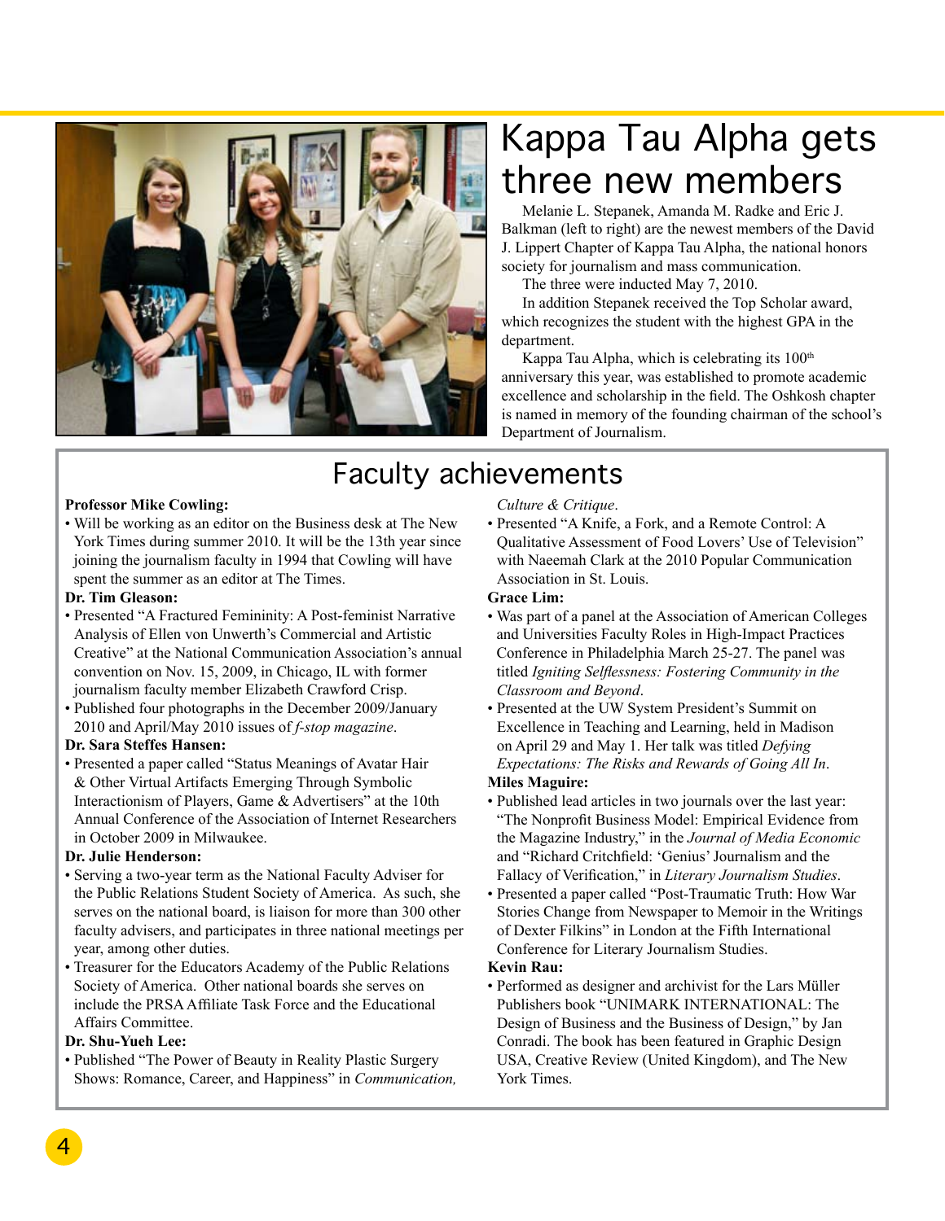# Kappa Tau Alpha gets three new members

Melanie L. Stepanek, Amanda M. Radke and Eric J. Balkman (left to right) are the newest members of the David J. Lippert Chapter of Kappa Tau Alpha, the national honors society for journalism and mass communication.

The three were inducted May 7, 2010.

In addition Stepanek received the Top Scholar award, which recognizes the student with the highest GPA in the department.

Kappa Tau Alpha, which is celebrating its 100th anniversary this year, was established to promote academic excellence and scholarship in the field. The Oshkosh chapter is named in memory of the founding chairman of the school's Department of Journalism.

## Faculty achievements

**Professor Mike Cowling:**

- Will be working as an editor on the Business desk at The New York Times during summer 2010. It will be the 13th year since joining the journalism faculty in 1994 that Cowling will have spent the summer as an editor at The Times.

**Dr. Tim Gleason:**

- Presented "A Fractured Femininity: A Post-feminist Narrative Analysis of Ellen von Unwerth's Commercial and Artistic Creative" at the National Communication Association's annual convention on Nov. 15, 2009, in Chicago, IL with former journalism faculty member Elizabeth Crawford Crisp.
- Published four photographs in the December 2009/January 2010 and April/May 2010 issues of *f-stop magazine*.

**Dr. Sara Steffes Hansen:**

- Presented a paper called "Status Meanings of Avatar Hair & Other Virtual Artifacts Emerging Through Symbolic Interactionism of Players, Game & Advertisers" at the 10th Annual Conference of the Association of Internet Researchers in October 2009 in Milwaukee.

**Dr. Julie Henderson:**

- Serving a two-year term as the National Faculty Adviser for the Public Relations Student Society of America. As such, she serves on the national board, is liaison for more than 300 other faculty advisers, and participates in three national meetings per year, among other duties.
- Treasurer for the Educators Academy of the Public Relations Society of America. Other national boards she serves on include the PRSA Affiliate Task Force and the Educational Affairs Committee.

**Dr. Shu-Yueh Lee:**

- Published "The Power of Beauty in Reality Plastic Surgery Shows: Romance, Career, and Happiness" in *Communication, Culture & Critique*.
- Presented "A Knife, a Fork, and a Remote Control: A Qualitative Assessment of Food Lovers' Use of Television" with Naeemah Clark at the 2010 Popular Communication Association in St. Louis.

**Grace Lim:**

- Was part of a panel at the Association of American Colleges and Universities Faculty Roles in High-Impact Practices Conference in Philadelphia March 25-27. The panel was titled *Igniting Selflessness: Fostering Community in the Classroom and Beyond*.
- Presented at the UW System President's Summit on Excellence in Teaching and Learning, held in Madison on April 29 and May 1. Her talk was titled *Defying Expectations: The Risks and Rewards of Going All In*.

**Miles Maguire:**

- Published lead articles in two journals over the last year: "The Nonprofit Business Model: Empirical Evidence from the Magazine Industry," in the *Journal of Media Economic* and "Richard Critchfield: 'Genius' Journalism and the Fallacy of Verification," in *Literary Journalism Studies*.
- Presented a paper called "Post-Traumatic Truth: How War Stories Change from Newspaper to Memoir in the Writings of Dexter Filkins" in London at the Fifth International Conference for Literary Journalism Studies.

**Kevin Rau:**

- Performed as designer and archivist for the Lars Müller Publishers book "UNIMARK INTERNATIONAL: The Design of Business and the Business of Design," by Jan Conradi. The book has been featured in Graphic Design USA, Creative Review (United Kingdom), and The New York Times.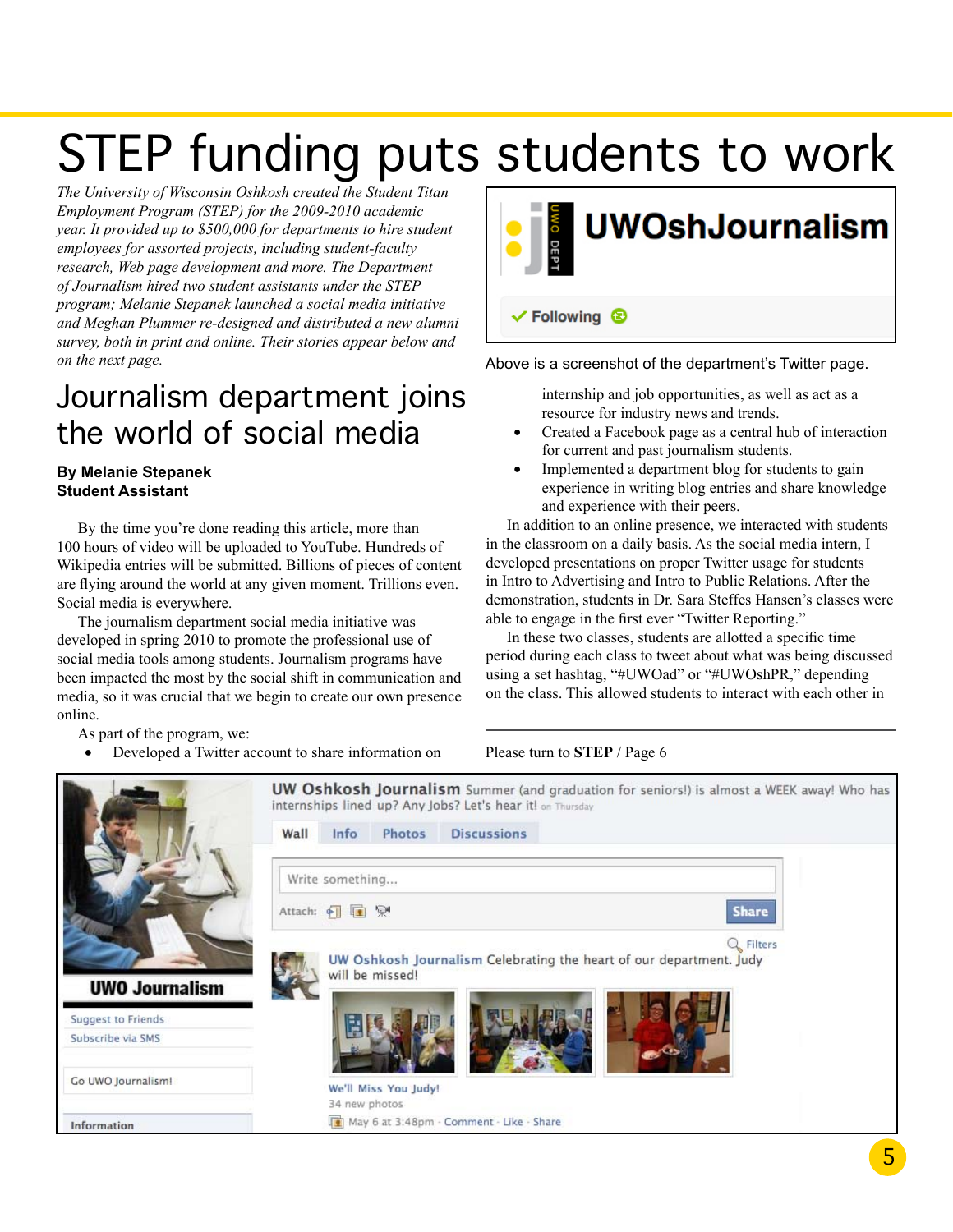# STEP funding puts students to work

*The University of Wisconsin Oshkosh created the Student Titan Employment Program (STEP) for the 2009-2010 academic year. It provided up to $500,000 for departments to hire student employees for assorted projects, including student-faculty research, Web page development and more. The Department of Journalism hired two student assistants under the STEP program; Melanie Stepanek launched a social media initiative and Meghan Plummer re-designed and distributed a new alumni survey, both in print and online. Their stories appear below and on the next page.*

## Journalism department joins the world of social media

**By Melanie Stepanek**
**Student Assistant**

By the time you're done reading this article, more than 100 hours of video will be uploaded to YouTube. Hundreds of Wikipedia entries will be submitted. Billions of pieces of content are flying around the world at any given moment. Trillions even. Social media is everywhere.

The journalism department social media initiative was developed in spring 2010 to promote the professional use of social media tools among students. Journalism programs have been impacted the most by the social shift in communication and media, so it was crucial that we begin to create our own presence online.

As part of the program, we:

- Developed a Twitter account to share information on internship and job opportunities, as well as act as a resource for industry news and trends.
- Created a Facebook page as a central hub of interaction for current and past journalism students.
- Implemented a department blog for students to gain experience in writing blog entries and share knowledge and experience with their peers.

In addition to an online presence, we interacted with students in the classroom on a daily basis. As the social media intern, I developed presentations on proper Twitter usage for students in Intro to Advertising and Intro to Public Relations. After the demonstration, students in Dr. Sara Steffes Hansen's classes were able to engage in the first ever "Twitter Reporting."

In these two classes, students are allotted a specific time period during each class to tweet about what was being discussed using a set hashtag, "#UWOad" or "#UWOshPR," depending on the class. This allowed students to interact with each other in

Please turn to **STEP** / Page 6

UWOshJournalism

Following

Above is a screenshot of the department's Twitter page.

UW Oshkosh Journalism Summer (and graduation for seniors!) is almost a WEEK away! Who has internships lined up? Any Jobs? Let's hear it! on Thursday

Wall | Info | Photos | Discussions

UW Oshkosh Journalism Celebrating the heart of our department. Judy will be missed!

We'll Miss You Judy!
34 new photos
May 6 at 3:48pm · Comment · Like · Share

UWO Journalism
Suggest to Friends
Subscribe via SMS
Go UWO Journalism!
Information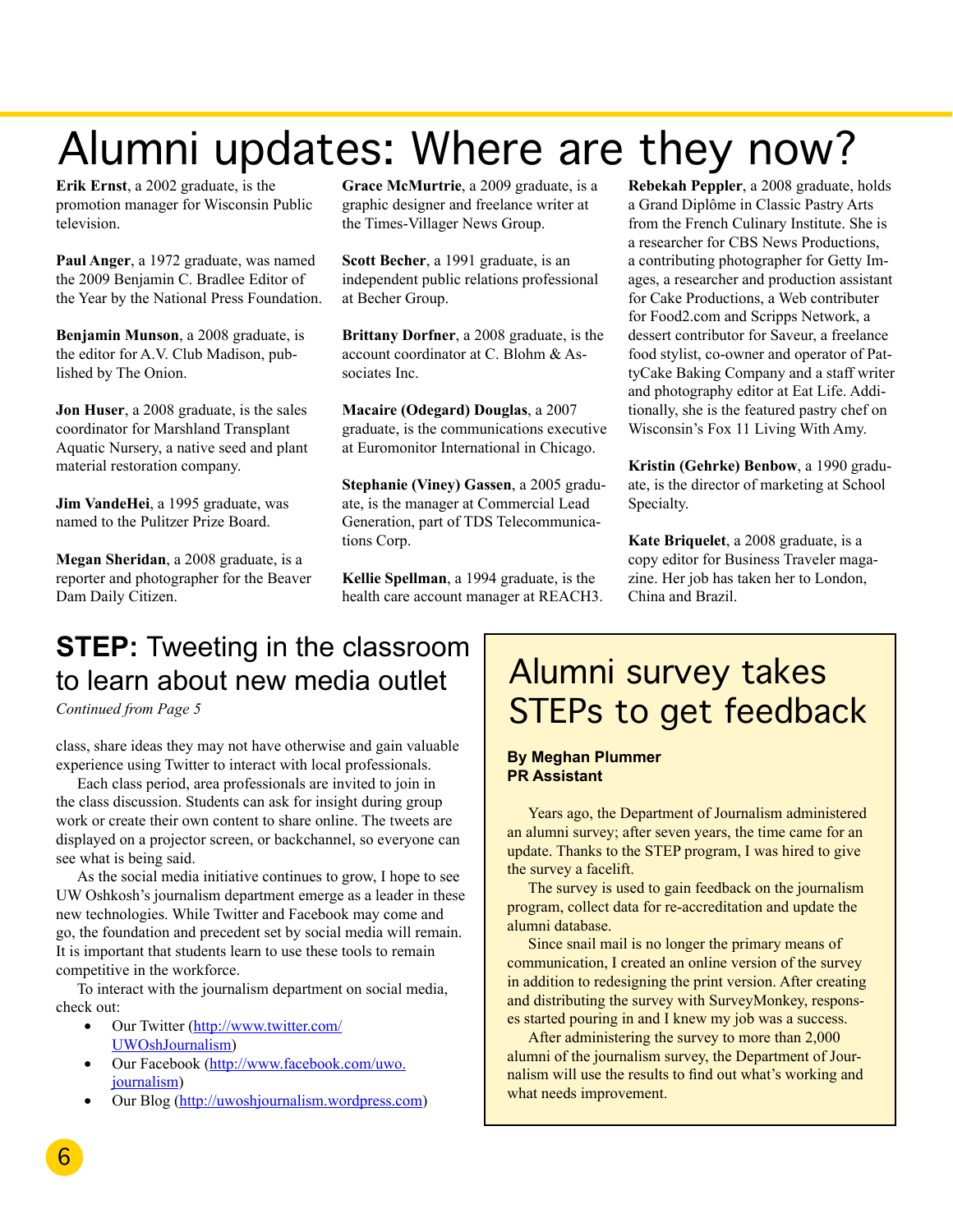# Alumni updates: Where are they now?

**Erik Ernst**, a 2002 graduate, is the promotion manager for Wisconsin Public television.

**Paul Anger**, a 1972 graduate, was named the 2009 Benjamin C. Bradlee Editor of the Year by the National Press Foundation.

**Benjamin Munson**, a 2008 graduate, is the editor for A.V. Club Madison, published by The Onion.

**Jon Huser**, a 2008 graduate, is the sales coordinator for Marshland Transplant Aquatic Nursery, a native seed and plant material restoration company.

**Jim VandeHei**, a 1995 graduate, was named to the Pulitzer Prize Board.

**Megan Sheridan**, a 2008 graduate, is a reporter and photographer for the Beaver Dam Daily Citizen.

**Grace McMurtrie**, a 2009 graduate, is a graphic designer and freelance writer at the Times-Villager News Group.

**Scott Becher**, a 1991 graduate, is an independent public relations professional at Becher Group.

**Brittany Dorfner**, a 2008 graduate, is the account coordinator at C. Blohm & Associates Inc.

**Macaire (Odegard) Douglas**, a 2007 graduate, is the communications executive at Euromonitor International in Chicago.

**Stephanie (Viney) Gassen**, a 2005 graduate, is the manager at Commercial Lead Generation, part of TDS Telecommunications Corp.

**Kellie Spellman**, a 1994 graduate, is the health care account manager at REACH3.

**Rebekah Peppler**, a 2008 graduate, holds a Grand Diplôme in Classic Pastry Arts from the French Culinary Institute. She is a researcher for CBS News Productions, a contributing photographer for Getty Images, a researcher and production assistant for Cake Productions, a Web contributer for Food2.com and Scripps Network, a dessert contributor for Saveur, a freelance food stylist, co-owner and operator of PattyCake Baking Company and a staff writer and photography editor at Eat Life. Additionally, she is the featured pastry chef on Wisconsin's Fox 11 Living With Amy.

**Kristin (Gehrke) Benbow**, a 1990 graduate, is the director of marketing at School Specialty.

**Kate Briquelet**, a 2008 graduate, is a copy editor for Business Traveler magazine. Her job has taken her to London, China and Brazil.

## **STEP:** Tweeting in the classroom to learn about new media outlet

*Continued from Page 5*

class, share ideas they may not have otherwise and gain valuable experience using Twitter to interact with local professionals.

Each class period, area professionals are invited to join in the class discussion. Students can ask for insight during group work or create their own content to share online. The tweets are displayed on a projector screen, or backchannel, so everyone can see what is being said.

As the social media initiative continues to grow, I hope to see UW Oshkosh's journalism department emerge as a leader in these new technologies. While Twitter and Facebook may come and go, the foundation and precedent set by social media will remain. It is important that students learn to use these tools to remain competitive in the workforce.

To interact with the journalism department on social media, check out:

- Our Twitter (http://www.twitter.com/UWOshJournalism)
- Our Facebook (http://www.facebook.com/uwo.journalism)
- Our Blog (http://uwoshjournalism.wordpress.com)

## Alumni survey takes STEPs to get feedback

**By Meghan Plummer**
**PR Assistant**

Years ago, the Department of Journalism administered an alumni survey; after seven years, the time came for an update. Thanks to the STEP program, I was hired to give the survey a facelift.

The survey is used to gain feedback on the journalism program, collect data for re-accreditation and update the alumni database.

Since snail mail is no longer the primary means of communication, I created an online version of the survey in addition to redesigning the print version. After creating and distributing the survey with SurveyMonkey, responses started pouring in and I knew my job was a success.

After administering the survey to more than 2,000 alumni of the journalism survey, the Department of Journalism will use the results to find out what's working and what needs improvement.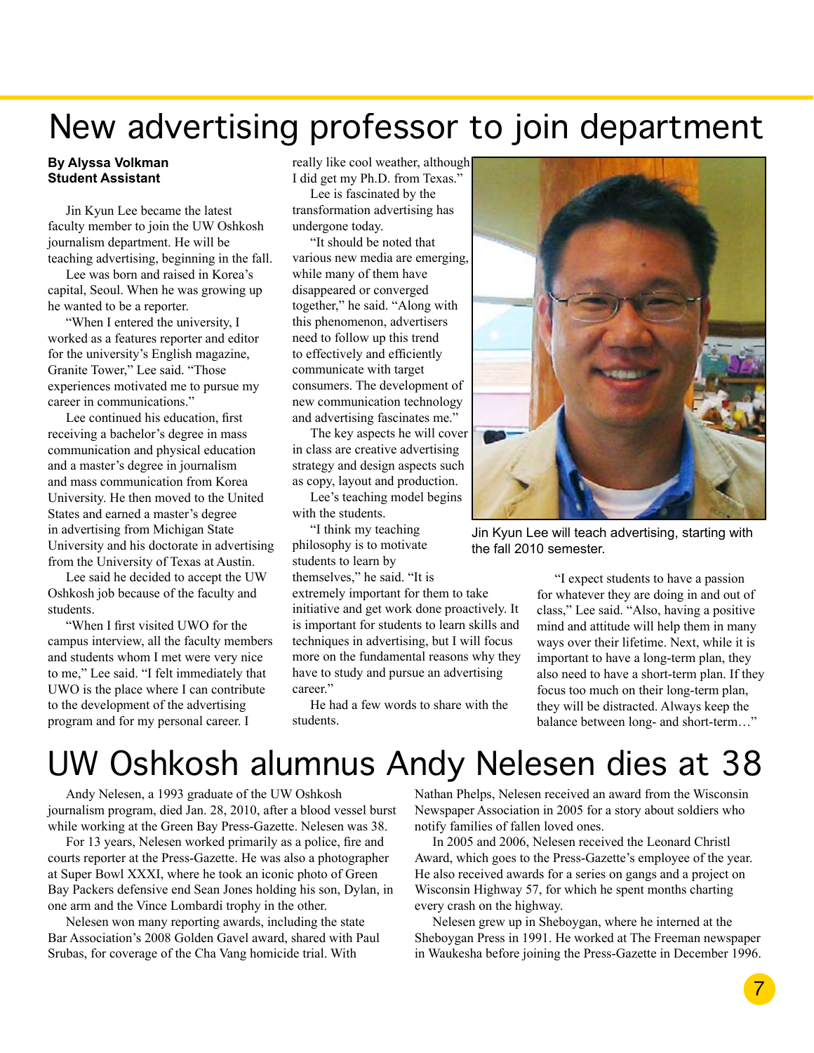# New advertising professor to join department

**By Alyssa Volkman**
**Student Assistant**

Jin Kyun Lee became the latest faculty member to join the UW Oshkosh journalism department. He will be teaching advertising, beginning in the fall.

Lee was born and raised in Korea's capital, Seoul. When he was growing up he wanted to be a reporter.

"When I entered the university, I worked as a features reporter and editor for the university's English magazine, Granite Tower," Lee said. "Those experiences motivated me to pursue my career in communications."

Lee continued his education, first receiving a bachelor's degree in mass communication and physical education and a master's degree in journalism and mass communication from Korea University. He then moved to the United States and earned a master's degree in advertising from Michigan State University and his doctorate in advertising from the University of Texas at Austin.

Lee said he decided to accept the UW Oshkosh job because of the faculty and students.

"When I first visited UWO for the campus interview, all the faculty members and students whom I met were very nice to me," Lee said. "I felt immediately that UWO is the place where I can contribute to the development of the advertising program and for my personal career. I really like cool weather, although I did get my Ph.D. from Texas."

Lee is fascinated by the transformation advertising has undergone today.

"It should be noted that various new media are emerging, while many of them have disappeared or converged together," he said. "Along with this phenomenon, advertisers need to follow up this trend to effectively and efficiently communicate with target consumers. The development of new communication technology and advertising fascinates me."

The key aspects he will cover in class are creative advertising strategy and design aspects such as copy, layout and production.

Lee's teaching model begins with the students.

"I think my teaching philosophy is to motivate students to learn by themselves," he said. "It is extremely important for them to take initiative and get work done proactively. It is important for students to learn skills and techniques in advertising, but I will focus more on the fundamental reasons why they have to study and pursue an advertising career."

He had a few words to share with the students.

Jin Kyun Lee will teach advertising, starting with the fall 2010 semester.

"I expect students to have a passion for whatever they are doing in and out of class," Lee said. "Also, having a positive mind and attitude will help them in many ways over their lifetime. Next, while it is important to have a long-term plan, they also need to have a short-term plan. If they focus too much on their long-term plan, they will be distracted. Always keep the balance between long- and short-term…"

# UW Oshkosh alumnus Andy Nelesen dies at 38

Andy Nelesen, a 1993 graduate of the UW Oshkosh journalism program, died Jan. 28, 2010, after a blood vessel burst while working at the Green Bay Press-Gazette. Nelesen was 38.

For 13 years, Nelesen worked primarily as a police, fire and courts reporter at the Press-Gazette. He was also a photographer at Super Bowl XXXI, where he took an iconic photo of Green Bay Packers defensive end Sean Jones holding his son, Dylan, in one arm and the Vince Lombardi trophy in the other.

Nelesen won many reporting awards, including the state Bar Association's 2008 Golden Gavel award, shared with Paul Srubas, for coverage of the Cha Vang homicide trial. With Nathan Phelps, Nelesen received an award from the Wisconsin Newspaper Association in 2005 for a story about soldiers who notify families of fallen loved ones.

In 2005 and 2006, Nelesen received the Leonard Christl Award, which goes to the Press-Gazette's employee of the year. He also received awards for a series on gangs and a project on Wisconsin Highway 57, for which he spent months charting every crash on the highway.

Nelesen grew up in Sheboygan, where he interned at the Sheboygan Press in 1991. He worked at The Freeman newspaper in Waukesha before joining the Press-Gazette in December 1996.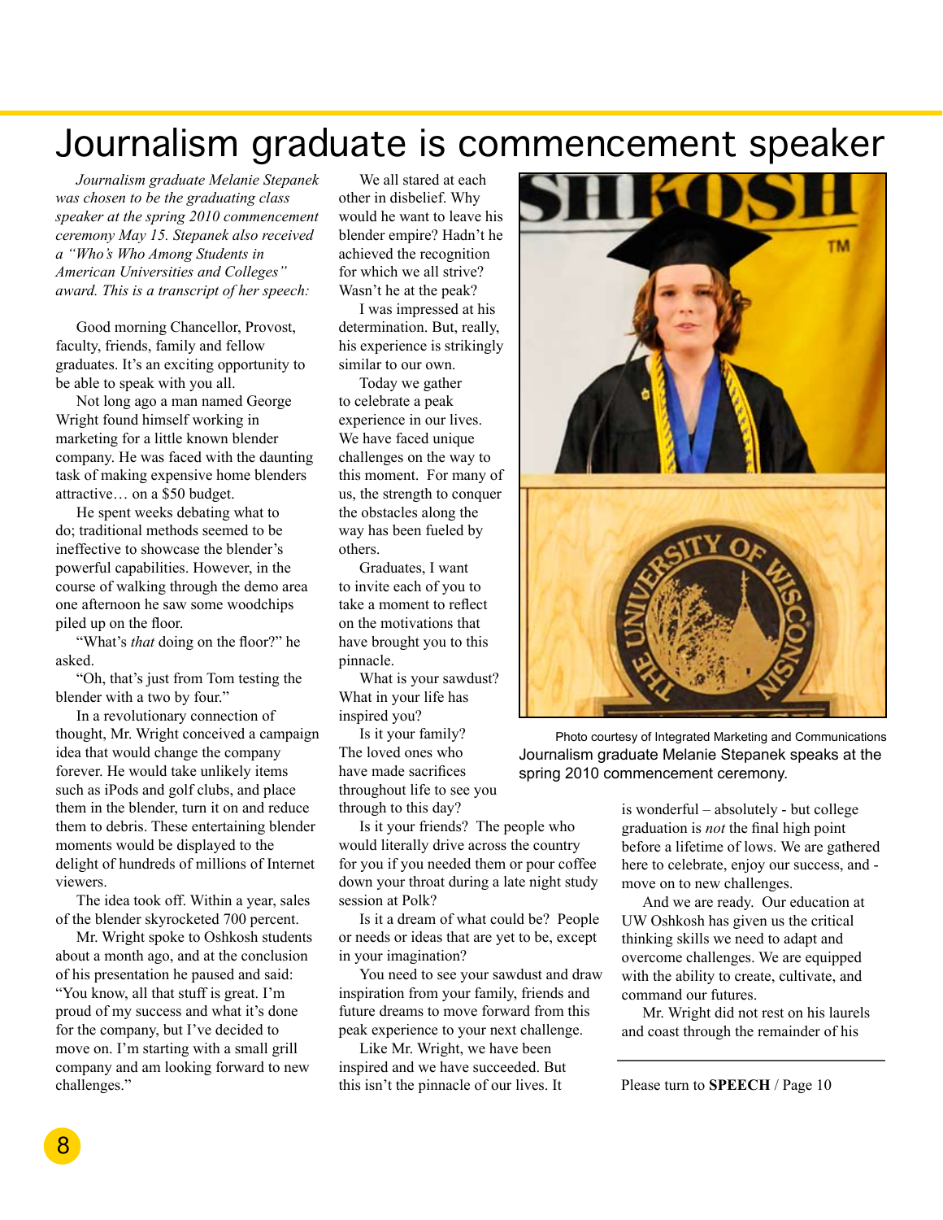# Journalism graduate is commencement speaker

*Journalism graduate Melanie Stepanek was chosen to be the graduating class speaker at the spring 2010 commencement ceremony May 15. Stepanek also received a "Who's Who Among Students in American Universities and Colleges" award. This is a transcript of her speech:*

Good morning Chancellor, Provost, faculty, friends, family and fellow graduates. It's an exciting opportunity to be able to speak with you all.

Not long ago a man named George Wright found himself working in marketing for a little known blender company. He was faced with the daunting task of making expensive home blenders attractive… on a $50 budget.

He spent weeks debating what to do; traditional methods seemed to be ineffective to showcase the blender's powerful capabilities. However, in the course of walking through the demo area one afternoon he saw some woodchips piled up on the floor.

"What's *that* doing on the floor?" he asked.

"Oh, that's just from Tom testing the blender with a two by four."

In a revolutionary connection of thought, Mr. Wright conceived a campaign idea that would change the company forever. He would take unlikely items such as iPods and golf clubs, and place them in the blender, turn it on and reduce them to debris. These entertaining blender moments would be displayed to the delight of hundreds of millions of Internet viewers.

The idea took off. Within a year, sales of the blender skyrocketed 700 percent.

Mr. Wright spoke to Oshkosh students about a month ago, and at the conclusion of his presentation he paused and said: "You know, all that stuff is great. I'm proud of my success and what it's done for the company, but I've decided to move on. I'm starting with a small grill company and am looking forward to new challenges."

We all stared at each other in disbelief. Why would he want to leave his blender empire? Hadn't he achieved the recognition for which we all strive? Wasn't he at the peak?

I was impressed at his determination. But, really, his experience is strikingly similar to our own.

Today we gather to celebrate a peak experience in our lives. We have faced unique challenges on the way to this moment. For many of us, the strength to conquer the obstacles along the way has been fueled by others.

Graduates, I want to invite each of you to take a moment to reflect on the motivations that have brought you to this pinnacle.

What is your sawdust? What in your life has inspired you?

Is it your family? The loved ones who have made sacrifices throughout life to see you through to this day?

Is it your friends? The people who would literally drive across the country for you if you needed them or pour coffee down your throat during a late night study session at Polk?

Is it a dream of what could be? People or needs or ideas that are yet to be, except in your imagination?

You need to see your sawdust and draw inspiration from your family, friends and future dreams to move forward from this peak experience to your next challenge.

Like Mr. Wright, we have been inspired and we have succeeded. But this isn't the pinnacle of our lives. It is wonderful – absolutely - but college graduation is *not* the final high point before a lifetime of lows. We are gathered here to celebrate, enjoy our success, and - move on to new challenges.

And we are ready. Our education at UW Oshkosh has given us the critical thinking skills we need to adapt and overcome challenges. We are equipped with the ability to create, cultivate, and command our futures.

Mr. Wright did not rest on his laurels and coast through the remainder of his

Please turn to **SPEECH** / Page 10

Photo courtesy of Integrated Marketing and Communications

Journalism graduate Melanie Stepanek speaks at the spring 2010 commencement ceremony.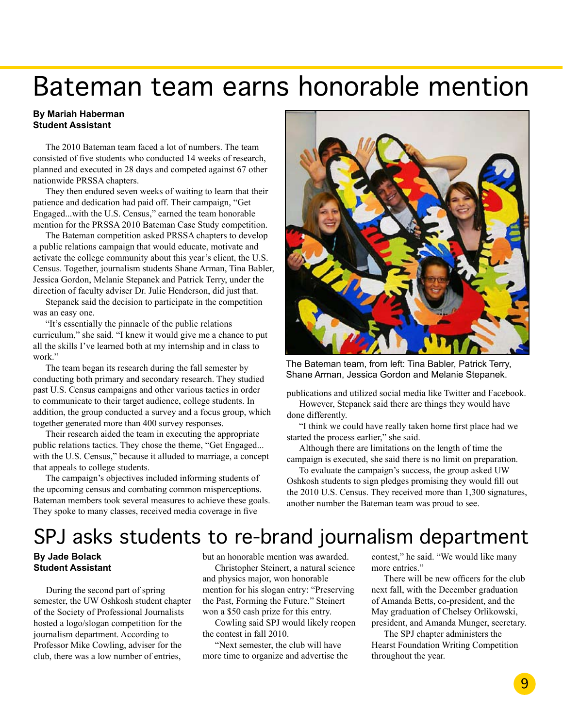# Bateman team earns honorable mention

**By Mariah Haberman**
**Student Assistant**

The 2010 Bateman team faced a lot of numbers. The team consisted of five students who conducted 14 weeks of research, planned and executed in 28 days and competed against 67 other nationwide PRSSA chapters.

They then endured seven weeks of waiting to learn that their patience and dedication had paid off. Their campaign, "Get Engaged...with the U.S. Census," earned the team honorable mention for the PRSSA 2010 Bateman Case Study competition.

The Bateman competition asked PRSSA chapters to develop a public relations campaign that would educate, motivate and activate the college community about this year's client, the U.S. Census. Together, journalism students Shane Arman, Tina Babler, Jessica Gordon, Melanie Stepanek and Patrick Terry, under the direction of faculty adviser Dr. Julie Henderson, did just that.

Stepanek said the decision to participate in the competition was an easy one.

"It's essentially the pinnacle of the public relations curriculum," she said. "I knew it would give me a chance to put all the skills I've learned both at my internship and in class to work."

The team began its research during the fall semester by conducting both primary and secondary research. They studied past U.S. Census campaigns and other various tactics in order to communicate to their target audience, college students. In addition, the group conducted a survey and a focus group, which together generated more than 400 survey responses.

Their research aided the team in executing the appropriate public relations tactics. They chose the theme, "Get Engaged... with the U.S. Census," because it alluded to marriage, a concept that appeals to college students.

The campaign's objectives included informing students of the upcoming census and combating common misperceptions. Bateman members took several measures to achieve these goals. They spoke to many classes, received media coverage in five publications and utilized social media like Twitter and Facebook.

The Bateman team, from left: Tina Babler, Patrick Terry, Shane Arman, Jessica Gordon and Melanie Stepanek.

However, Stepanek said there are things they would have done differently.

"I think we could have really taken home first place had we started the process earlier," she said.

Although there are limitations on the length of time the campaign is executed, she said there is no limit on preparation.

To evaluate the campaign's success, the group asked UW Oshkosh students to sign pledges promising they would fill out the 2010 U.S. Census. They received more than 1,300 signatures, another number the Bateman team was proud to see.

# SPJ asks students to re-brand journalism department

**By Jade Bolack**
**Student Assistant**

During the second part of spring semester, the UW Oshkosh student chapter of the Society of Professional Journalists hosted a logo/slogan competition for the journalism department. According to Professor Mike Cowling, adviser for the club, there was a low number of entries, but an honorable mention was awarded.

Christopher Steinert, a natural science and physics major, won honorable mention for his slogan entry: "Preserving the Past, Forming the Future." Steinert won a $50 cash prize for this entry.

Cowling said SPJ would likely reopen the contest in fall 2010.

"Next semester, the club will have more time to organize and advertise the contest," he said. "We would like many more entries."

There will be new officers for the club next fall, with the December graduation of Amanda Betts, co-president, and the May graduation of Chelsey Orlikowski, president, and Amanda Munger, secretary.

The SPJ chapter administers the Hearst Foundation Writing Competition throughout the year.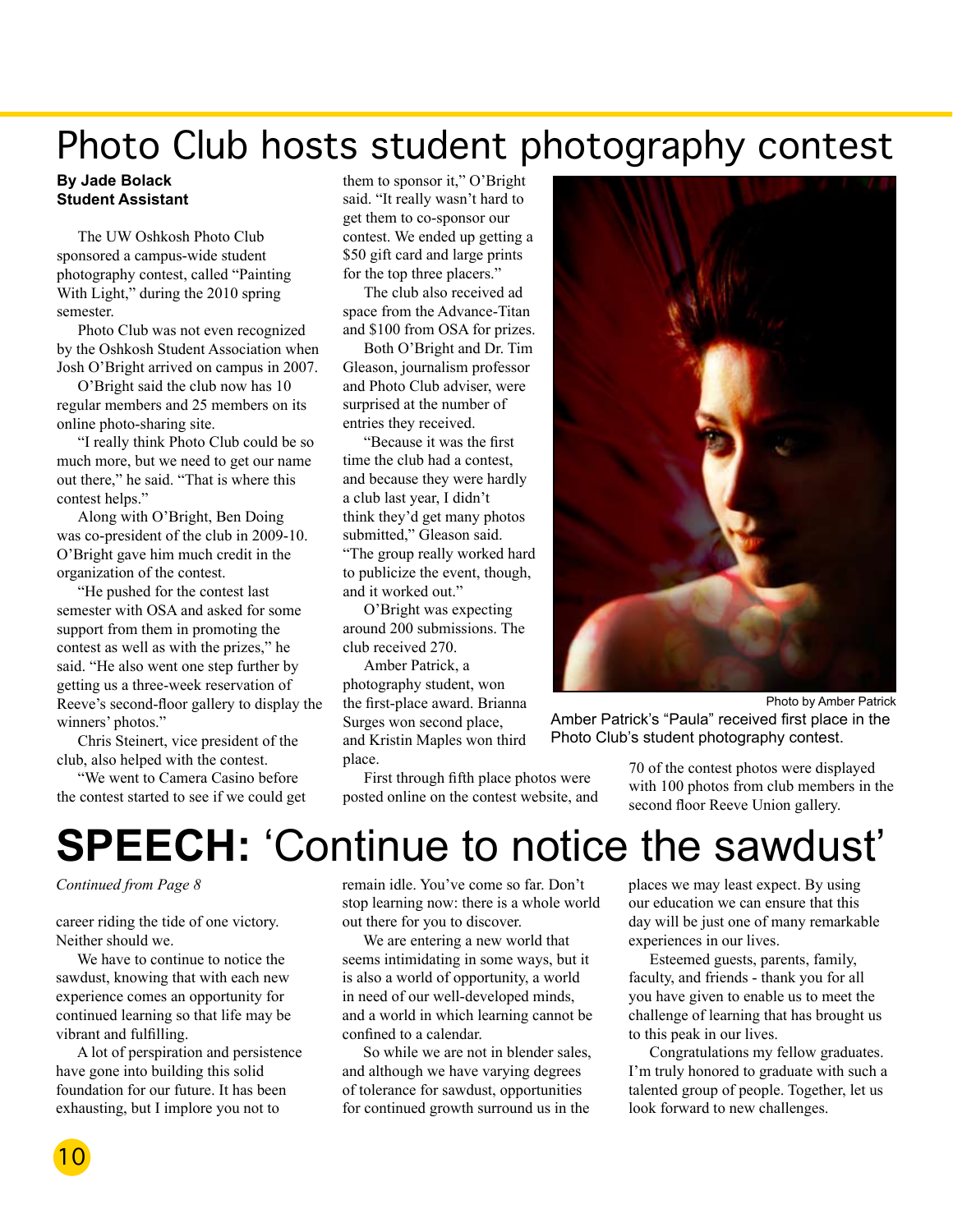# Photo Club hosts student photography contest

**By Jade Bolack**
**Student Assistant**

The UW Oshkosh Photo Club sponsored a campus-wide student photography contest, called "Painting With Light," during the 2010 spring semester.

Photo Club was not even recognized by the Oshkosh Student Association when Josh O'Bright arrived on campus in 2007.

O'Bright said the club now has 10 regular members and 25 members on its online photo-sharing site.

"I really think Photo Club could be so much more, but we need to get our name out there," he said. "That is where this contest helps."

Along with O'Bright, Ben Doing was co-president of the club in 2009-10. O'Bright gave him much credit in the organization of the contest.

"He pushed for the contest last semester with OSA and asked for some support from them in promoting the contest as well as with the prizes," he said. "He also went one step further by getting us a three-week reservation of Reeve's second-floor gallery to display the winners' photos."

Chris Steinert, vice president of the club, also helped with the contest.

"We went to Camera Casino before the contest started to see if we could get them to sponsor it," O'Bright said. "It really wasn't hard to get them to co-sponsor our contest. We ended up getting a $50 gift card and large prints for the top three placers."

The club also received ad space from the Advance-Titan and $100 from OSA for prizes.

Both O'Bright and Dr. Tim Gleason, journalism professor and Photo Club adviser, were surprised at the number of entries they received.

"Because it was the first time the club had a contest, and because they were hardly a club last year, I didn't think they'd get many photos submitted," Gleason said. "The group really worked hard to publicize the event, though, and it worked out."

O'Bright was expecting around 200 submissions. The club received 270.

Amber Patrick, a photography student, won the first-place award. Brianna Surges won second place, and Kristin Maples won third place.

First through fifth place photos were posted online on the contest website, and 70 of the contest photos were displayed with 100 photos from club members in the second floor Reeve Union gallery.

Photo by Amber Patrick

Amber Patrick's "Paula" received first place in the Photo Club's student photography contest.

# SPEECH: 'Continue to notice the sawdust'

*Continued from Page 8*

career riding the tide of one victory. Neither should we.

We have to continue to notice the sawdust, knowing that with each new experience comes an opportunity for continued learning so that life may be vibrant and fulfilling.

A lot of perspiration and persistence have gone into building this solid foundation for our future. It has been exhausting, but I implore you not to remain idle. You've come so far. Don't stop learning now: there is a whole world out there for you to discover.

We are entering a new world that seems intimidating in some ways, but it is also a world of opportunity, a world in need of our well-developed minds, and a world in which learning cannot be confined to a calendar.

So while we are not in blender sales, and although we have varying degrees of tolerance for sawdust, opportunities for continued growth surround us in the places we may least expect. By using our education we can ensure that this day will be just one of many remarkable experiences in our lives.

Esteemed guests, parents, family, faculty, and friends - thank you for all you have given to enable us to meet the challenge of learning that has brought us to this peak in our lives.

Congratulations my fellow graduates. I'm truly honored to graduate with such a talented group of people. Together, let us look forward to new challenges.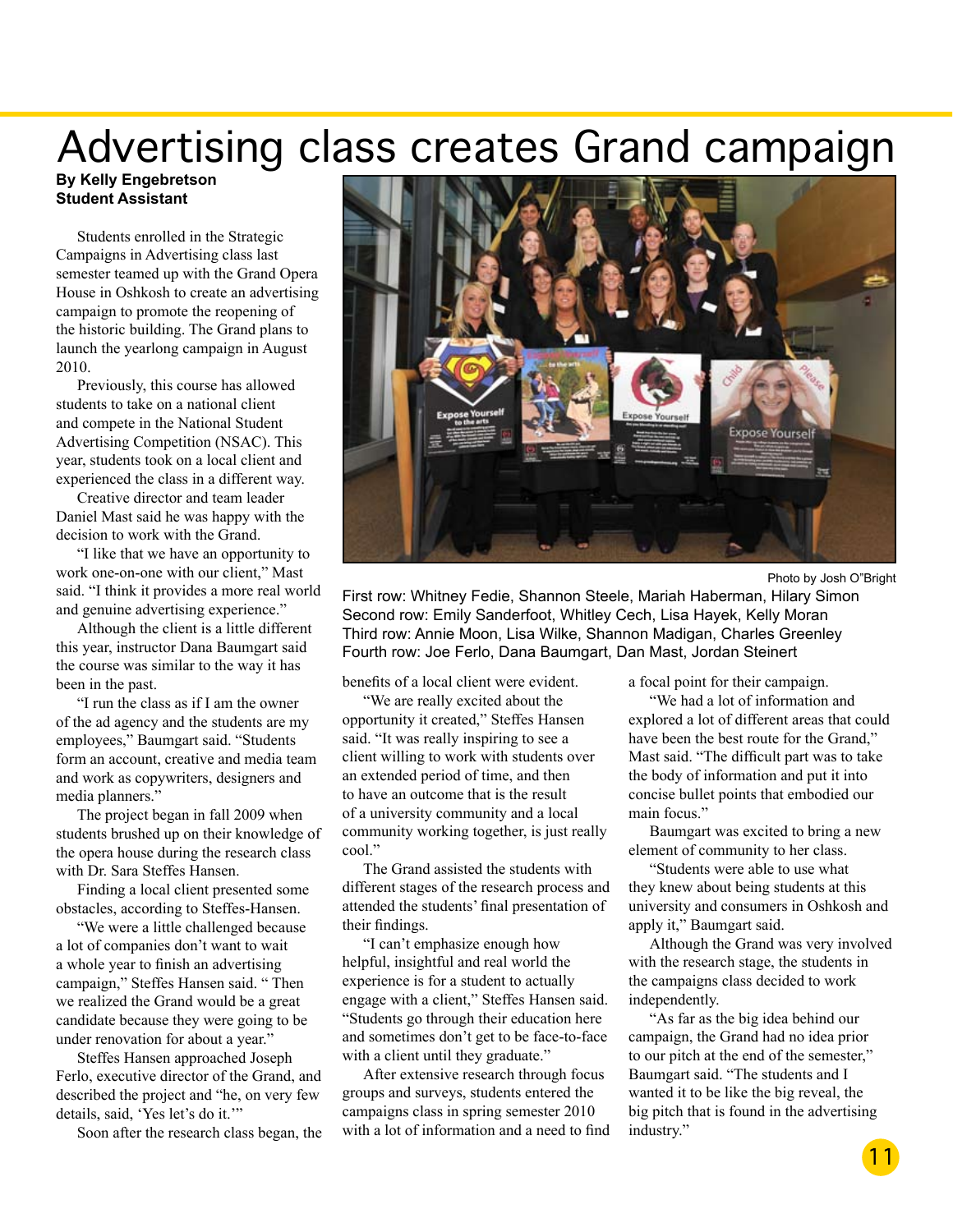# Advertising class creates Grand campaign

**By Kelly Engebretson**
**Student Assistant**

Students enrolled in the Strategic Campaigns in Advertising class last semester teamed up with the Grand Opera House in Oshkosh to create an advertising campaign to promote the reopening of the historic building. The Grand plans to launch the yearlong campaign in August 2010.

Previously, this course has allowed students to take on a national client and compete in the National Student Advertising Competition (NSAC). This year, students took on a local client and experienced the class in a different way.

Creative director and team leader Daniel Mast said he was happy with the decision to work with the Grand.

"I like that we have an opportunity to work one-on-one with our client," Mast said. "I think it provides a more real world and genuine advertising experience."

Although the client is a little different this year, instructor Dana Baumgart said the course was similar to the way it has been in the past.

"I run the class as if I am the owner of the ad agency and the students are my employees," Baumgart said. "Students form an account, creative and media team and work as copywriters, designers and media planners."

The project began in fall 2009 when students brushed up on their knowledge of the opera house during the research class with Dr. Sara Steffes Hansen.

Finding a local client presented some obstacles, according to Steffes-Hansen.

"We were a little challenged because a lot of companies don't want to wait a whole year to finish an advertising campaign," Steffes Hansen said. " Then we realized the Grand would be a great candidate because they were going to be under renovation for about a year."

Steffes Hansen approached Joseph Ferlo, executive director of the Grand, and described the project and "he, on very few details, said, 'Yes let's do it.'"

Soon after the research class began, the benefits of a local client were evident.

"We are really excited about the opportunity it created," Steffes Hansen said. "It was really inspiring to see a client willing to work with students over an extended period of time, and then to have an outcome that is the result of a university community and a local community working together, is just really cool."

The Grand assisted the students with different stages of the research process and attended the students' final presentation of their findings.

"I can't emphasize enough how helpful, insightful and real world the experience is for a student to actually engage with a client," Steffes Hansen said. "Students go through their education here and sometimes don't get to be face-to-face with a client until they graduate."

After extensive research through focus groups and surveys, students entered the campaigns class in spring semester 2010 with a lot of information and a need to find a focal point for their campaign.

"We had a lot of information and explored a lot of different areas that could have been the best route for the Grand," Mast said. "The difficult part was to take the body of information and put it into concise bullet points that embodied our main focus."

Baumgart was excited to bring a new element of community to her class.

"Students were able to use what they knew about being students at this university and consumers in Oshkosh and apply it," Baumgart said.

Although the Grand was very involved with the research stage, the students in the campaigns class decided to work independently.

"As far as the big idea behind our campaign, the Grand had no idea prior to our pitch at the end of the semester," Baumgart said. "The students and I wanted it to be like the big reveal, the big pitch that is found in the advertising industry."

Photo by Josh O"Bright

First row: Whitney Fedie, Shannon Steele, Mariah Haberman, Hilary Simon
Second row: Emily Sanderfoot, Whitley Cech, Lisa Hayek, Kelly Moran
Third row: Annie Moon, Lisa Wilke, Shannon Madigan, Charles Greenley
Fourth row: Joe Ferlo, Dana Baumgart, Dan Mast, Jordan Steinert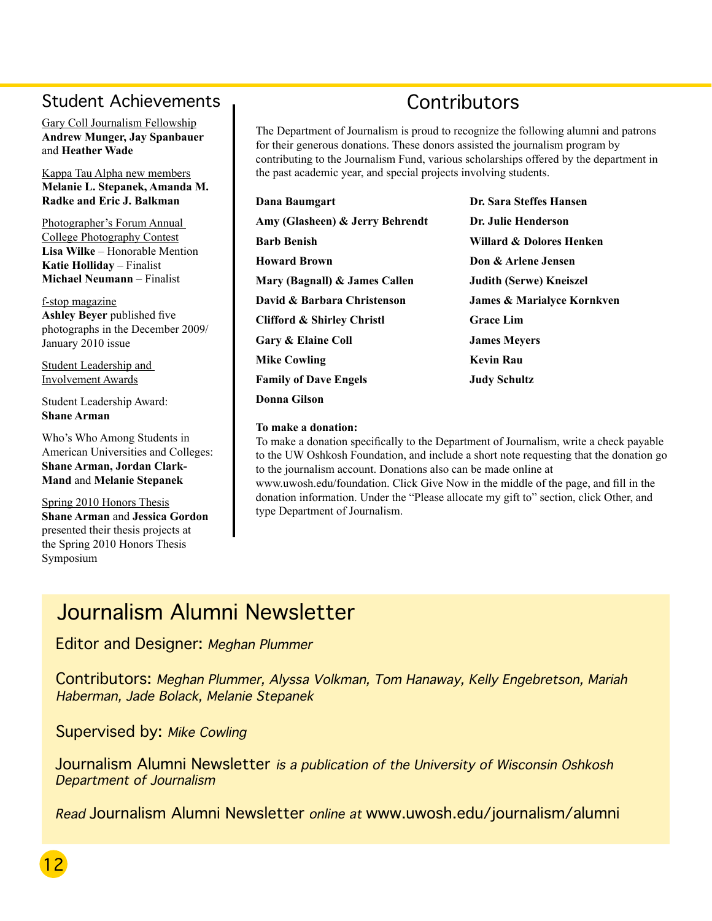## Student Achievements

Gary Coll Journalism Fellowship
**Andrew Munger, Jay Spanbauer** and **Heather Wade**

Kappa Tau Alpha new members
**Melanie L. Stepanek, Amanda M. Radke and Eric J. Balkman**

Photographer's Forum Annual College Photography Contest
**Lisa Wilke** – Honorable Mention
**Katie Holliday** – Finalist
**Michael Neumann** – Finalist

f-stop magazine
**Ashley Beyer** published five photographs in the December 2009/ January 2010 issue

Student Leadership and Involvement Awards

Student Leadership Award:
**Shane Arman**

Who's Who Among Students in American Universities and Colleges:
**Shane Arman, Jordan Clark-Mand** and **Melanie Stepanek**

Spring 2010 Honors Thesis
**Shane Arman** and **Jessica Gordon** presented their thesis projects at the Spring 2010 Honors Thesis Symposium

## Contributors

The Department of Journalism is proud to recognize the following alumni and patrons for their generous donations. These donors assisted the journalism program by contributing to the Journalism Fund, various scholarships offered by the department in the past academic year, and special projects involving students.

**Dana Baumgart**
**Amy (Glasheen) & Jerry Behrendt**
**Barb Benish**
**Howard Brown**
**Mary (Bagnall) & James Callen**
**David & Barbara Christenson**
**Clifford & Shirley Christl**
**Gary & Elaine Coll**
**Mike Cowling**
**Family of Dave Engels**
**Donna Gilson**
**Dr. Sara Steffes Hansen**
**Dr. Julie Henderson**
**Willard & Dolores Henken**
**Don & Arlene Jensen**
**Judith (Serwe) Kneiszel**
**James & Marialyce Kornkven**
**Grace Lim**
**James Meyers**
**Kevin Rau**
**Judy Schultz**

**To make a donation:**
To make a donation specifically to the Department of Journalism, write a check payable to the UW Oshkosh Foundation, and include a short note requesting that the donation go to the journalism account. Donations also can be made online at www.uwosh.edu/foundation. Click Give Now in the middle of the page, and fill in the donation information. Under the "Please allocate my gift to" section, click Other, and type Department of Journalism.

## Journalism Alumni Newsletter

Editor and Designer: *Meghan Plummer*

Contributors: *Meghan Plummer, Alyssa Volkman, Tom Hanaway, Kelly Engebretson, Mariah Haberman, Jade Bolack, Melanie Stepanek*

Supervised by: *Mike Cowling*

Journalism Alumni Newsletter *is a publication of the University of Wisconsin Oshkosh Department of Journalism*

*Read* Journalism Alumni Newsletter *online at* www.uwosh.edu/journalism/alumni